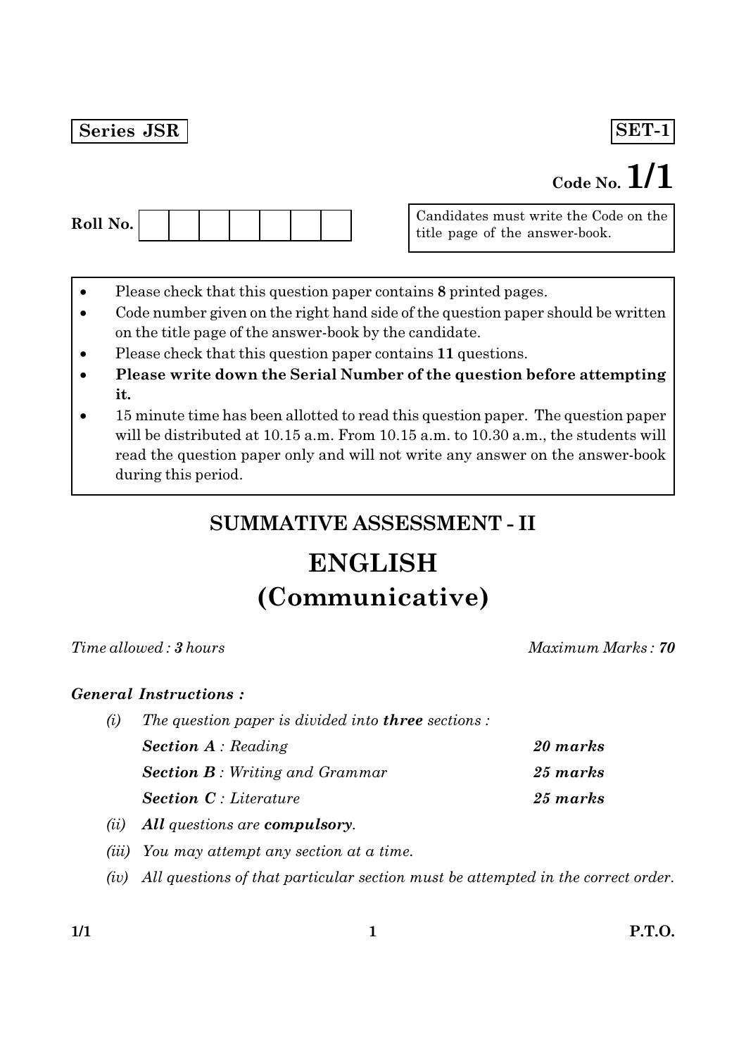**Series JSR** **SET-1**

**Code No. 1/1**

**Roll No.** | | | | | | | |

Candidates must write the Code on the title page of the answer-book.

- Please check that this question paper contains **8** printed pages.
- Code number given on the right hand side of the question paper should be written on the title page of the answer-book by the candidate.
- Please check that this question paper contains **11** questions.
- **Please write down the Serial Number of the question before attempting it.**
- 15 minute time has been allotted to read this question paper. The question paper will be distributed at 10.15 a.m. From 10.15 a.m. to 10.30 a.m., the students will read the question paper only and will not write any answer on the answer-book during this period.

## SUMMATIVE ASSESSMENT - II

# ENGLISH
# (Communicative)

*Time allowed : **3** hours* *Maximum Marks : **70***

***General Instructions :***

*(i)* *The question paper is divided into **three** sections :*

| | |
|---|---|
| ***Section A** : Reading* | ***20 marks*** |
| ***Section B** : Writing and Grammar* | ***25 marks*** |
| ***Section C** : Literature* | ***25 marks*** |

*(ii)* ***All** questions are **compulsory**.*

*(iii)* *You may attempt any section at a time.*

*(iv)* *All questions of that particular section must be attempted in the correct order.*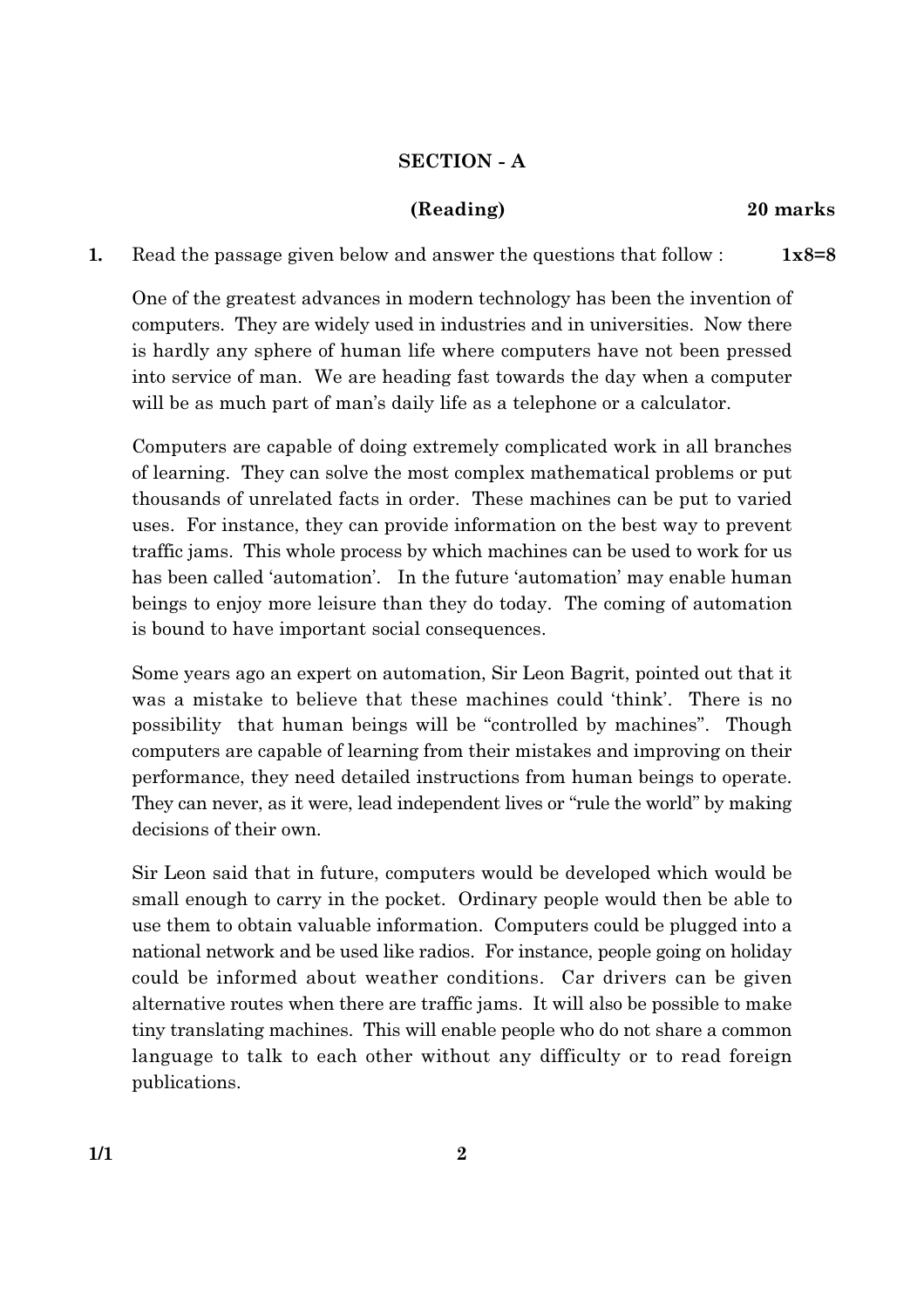## SECTION - A

**(Reading)** **20 marks**

**1.** Read the passage given below and answer the questions that follow : **1x8=8**

One of the greatest advances in modern technology has been the invention of computers. They are widely used in industries and in universities. Now there is hardly any sphere of human life where computers have not been pressed into service of man. We are heading fast towards the day when a computer will be as much part of man's daily life as a telephone or a calculator.

Computers are capable of doing extremely complicated work in all branches of learning. They can solve the most complex mathematical problems or put thousands of unrelated facts in order. These machines can be put to varied uses. For instance, they can provide information on the best way to prevent traffic jams. This whole process by which machines can be used to work for us has been called 'automation'. In the future 'automation' may enable human beings to enjoy more leisure than they do today. The coming of automation is bound to have important social consequences.

Some years ago an expert on automation, Sir Leon Bagrit, pointed out that it was a mistake to believe that these machines could 'think'. There is no possibility that human beings will be "controlled by machines". Though computers are capable of learning from their mistakes and improving on their performance, they need detailed instructions from human beings to operate. They can never, as it were, lead independent lives or "rule the world" by making decisions of their own.

Sir Leon said that in future, computers would be developed which would be small enough to carry in the pocket. Ordinary people would then be able to use them to obtain valuable information. Computers could be plugged into a national network and be used like radios. For instance, people going on holiday could be informed about weather conditions. Car drivers can be given alternative routes when there are traffic jams. It will also be possible to make tiny translating machines. This will enable people who do not share a common language to talk to each other without any difficulty or to read foreign publications.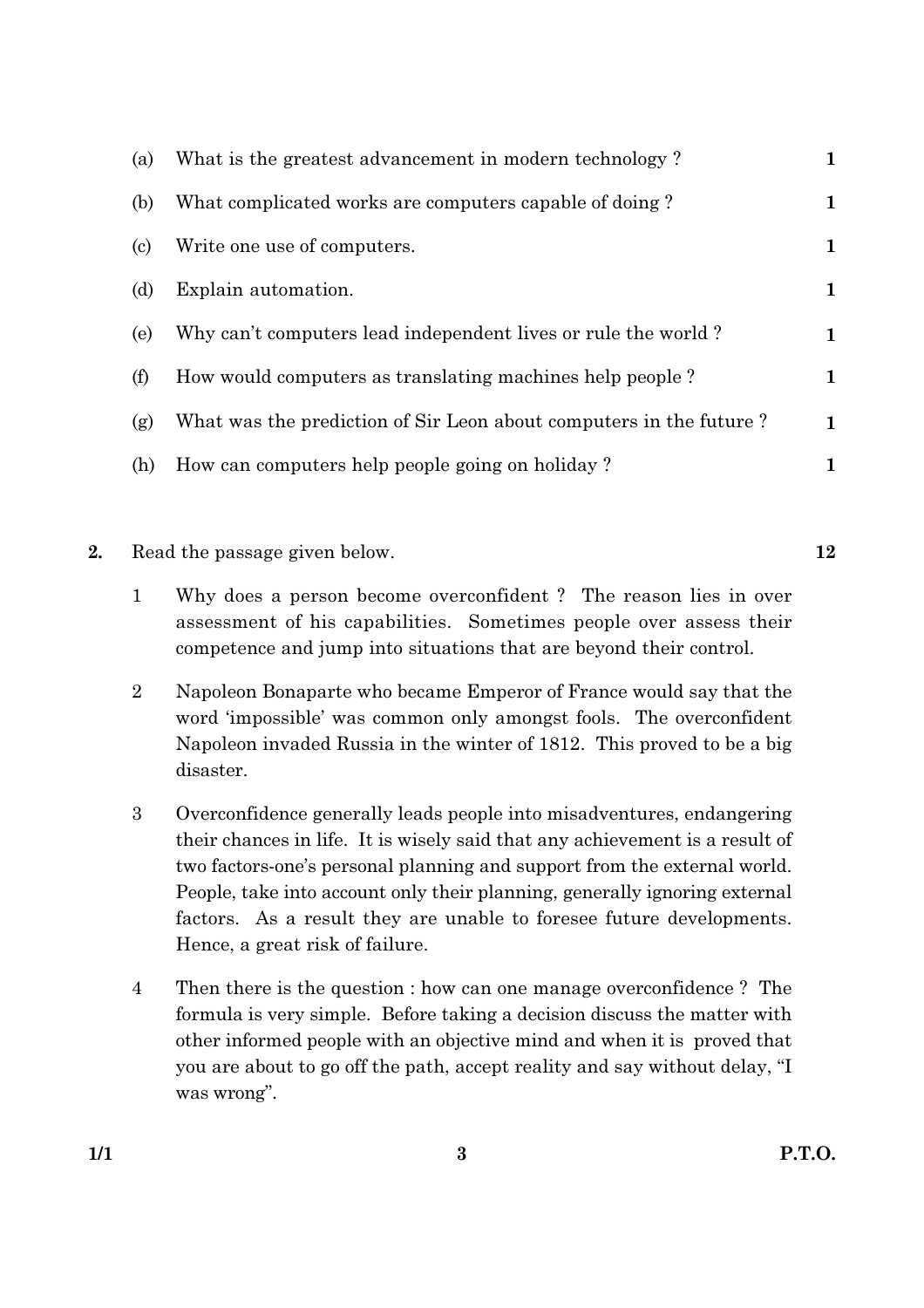(a) What is the greatest advancement in modern technology ? **1**

(b) What complicated works are computers capable of doing ? **1**

(c) Write one use of computers. **1**

(d) Explain automation. **1**

(e) Why can't computers lead independent lives or rule the world ? **1**

(f) How would computers as translating machines help people ? **1**

(g) What was the prediction of Sir Leon about computers in the future ? **1**

(h) How can computers help people going on holiday ? **1**

**2.** Read the passage given below. **12**

1 Why does a person become overconfident ? The reason lies in over assessment of his capabilities. Sometimes people over assess their competence and jump into situations that are beyond their control.

2 Napoleon Bonaparte who became Emperor of France would say that the word 'impossible' was common only amongst fools. The overconfident Napoleon invaded Russia in the winter of 1812. This proved to be a big disaster.

3 Overconfidence generally leads people into misadventures, endangering their chances in life. It is wisely said that any achievement is a result of two factors-one's personal planning and support from the external world. People, take into account only their planning, generally ignoring external factors. As a result they are unable to foresee future developments. Hence, a great risk of failure.

4 Then there is the question : how can one manage overconfidence ? The formula is very simple. Before taking a decision discuss the matter with other informed people with an objective mind and when it is proved that you are about to go off the path, accept reality and say without delay, "I was wrong".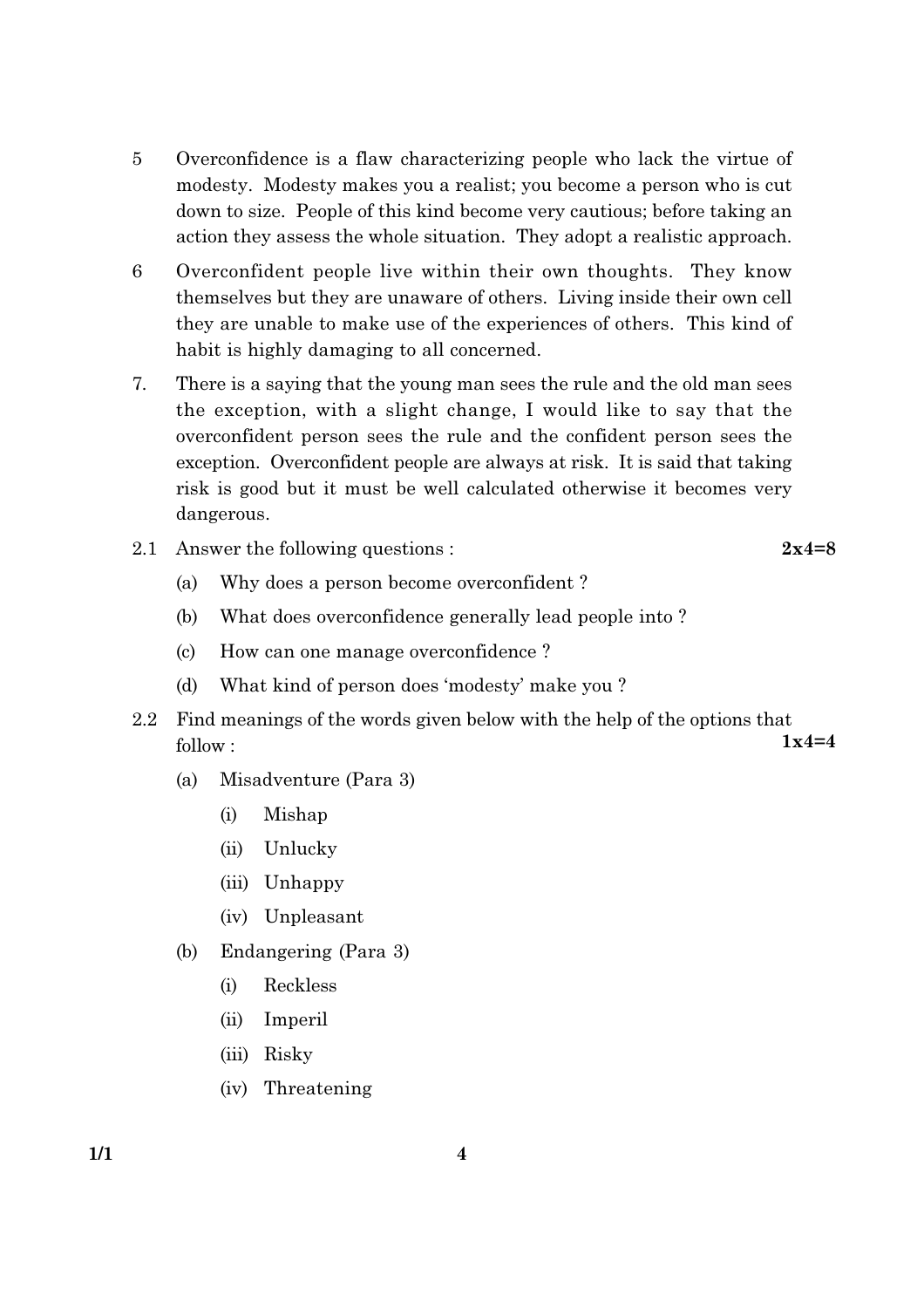5 Overconfidence is a flaw characterizing people who lack the virtue of modesty. Modesty makes you a realist; you become a person who is cut down to size. People of this kind become very cautious; before taking an action they assess the whole situation. They adopt a realistic approach.

6 Overconfident people live within their own thoughts. They know themselves but they are unaware of others. Living inside their own cell they are unable to make use of the experiences of others. This kind of habit is highly damaging to all concerned.

7. There is a saying that the young man sees the rule and the old man sees the exception, with a slight change, I would like to say that the overconfident person sees the rule and the confident person sees the exception. Overconfident people are always at risk. It is said that taking risk is good but it must be well calculated otherwise it becomes very dangerous.

2.1 Answer the following questions : **2x4=8**

(a) Why does a person become overconfident ?

(b) What does overconfidence generally lead people into ?

(c) How can one manage overconfidence ?

(d) What kind of person does 'modesty' make you ?

2.2 Find meanings of the words given below with the help of the options that follow : **1x4=4**

(a) Misadventure (Para 3)

(i) Mishap

(ii) Unlucky

(iii) Unhappy

(iv) Unpleasant

(b) Endangering (Para 3)

(i) Reckless

(ii) Imperil

(iii) Risky

(iv) Threatening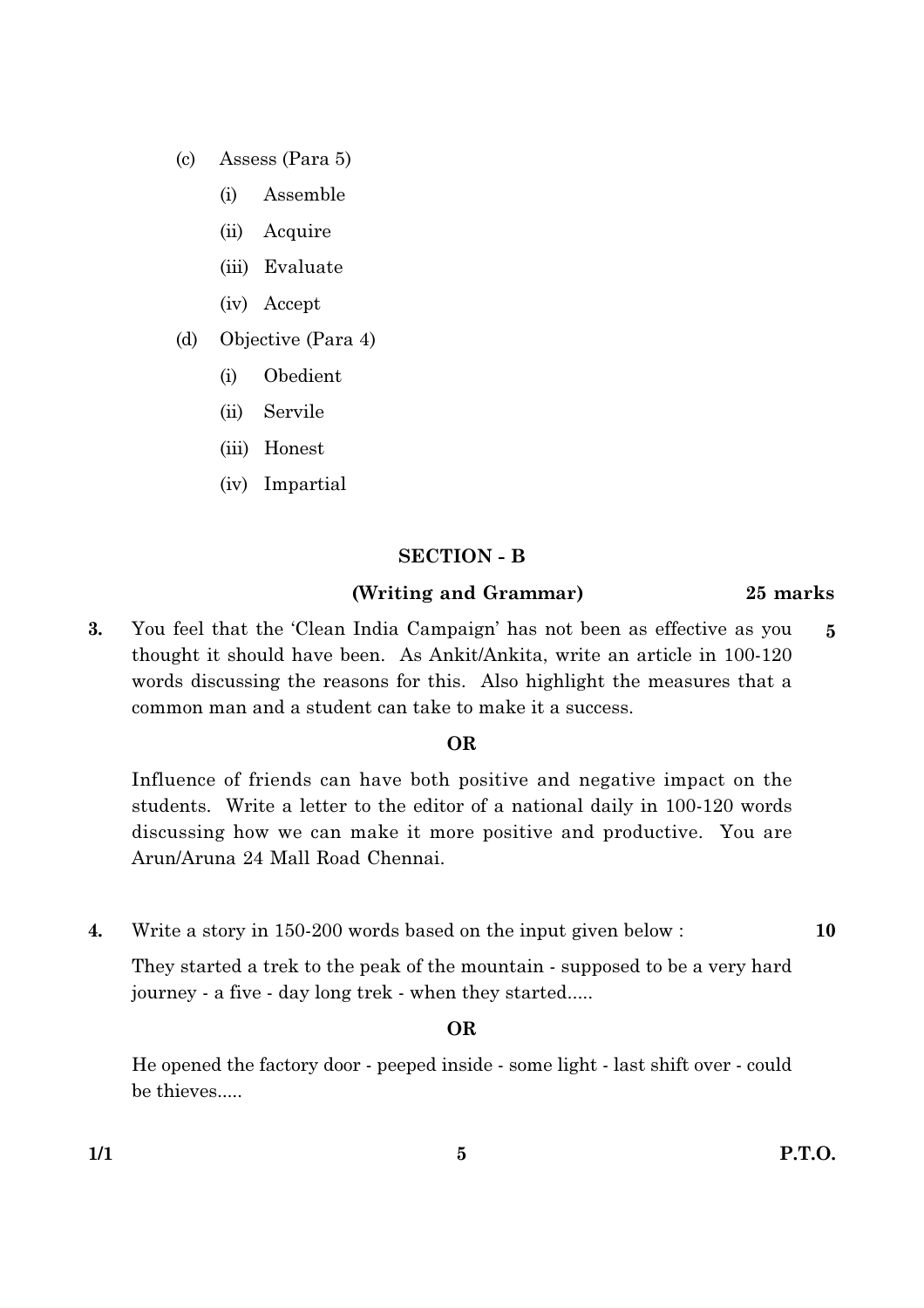(c) Assess (Para 5)

  (i) Assemble

  (ii) Acquire

  (iii) Evaluate

  (iv) Accept

(d) Objective (Para 4)

  (i) Obedient

  (ii) Servile

  (iii) Honest

  (iv) Impartial

## SECTION - B

### (Writing and Grammar) 25 marks

**3.** You feel that the 'Clean India Campaign' has not been as effective as you thought it should have been. As Ankit/Ankita, write an article in 100-120 words discussing the reasons for this. Also highlight the measures that a common man and a student can take to make it a success. **5**

**OR**

Influence of friends can have both positive and negative impact on the students. Write a letter to the editor of a national daily in 100-120 words discussing how we can make it more positive and productive. You are Arun/Aruna 24 Mall Road Chennai.

**4.** Write a story in 150-200 words based on the input given below : **10**

They started a trek to the peak of the mountain - supposed to be a very hard journey - a five - day long trek - when they started.....

**OR**

He opened the factory door - peeped inside - some light - last shift over - could be thieves.....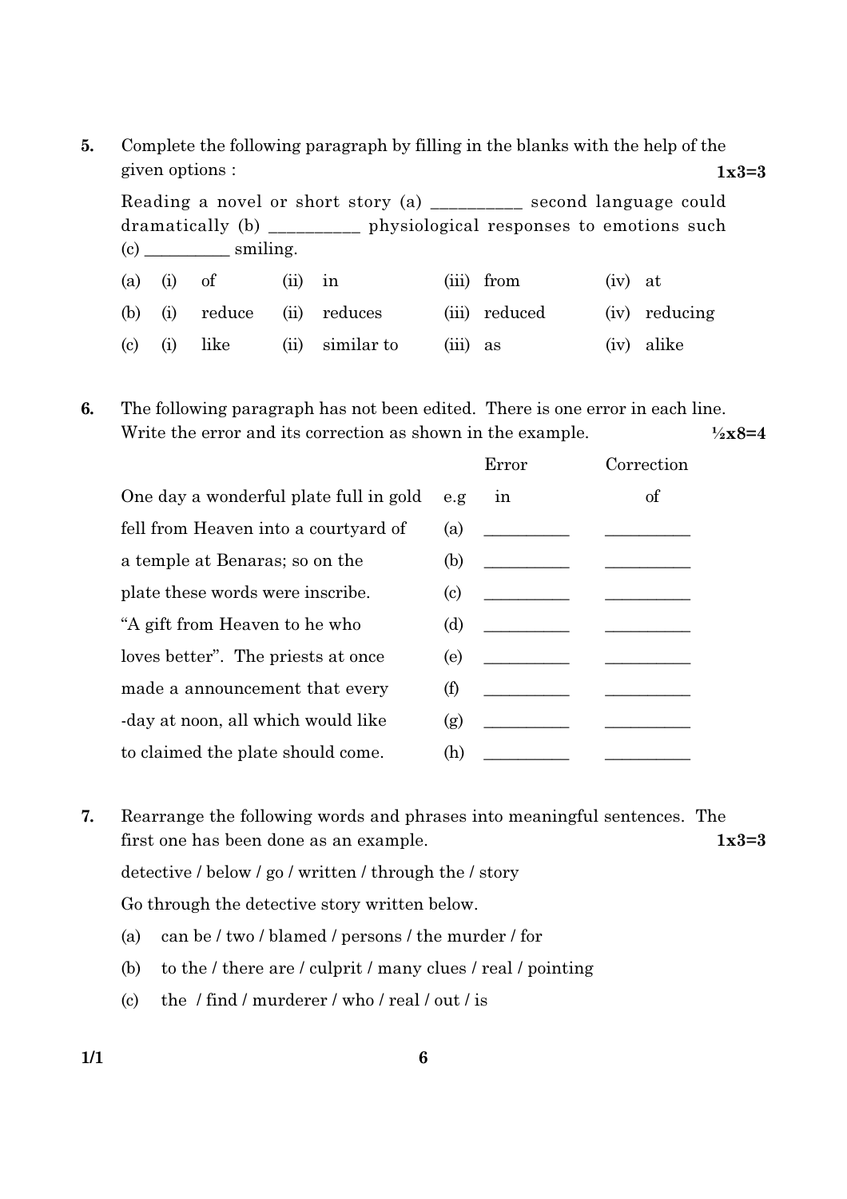5. Complete the following paragraph by filling in the blanks with the help of the given options : **1x3=3**

Reading a novel or short story (a) __________ second language could dramatically (b) __________ physiological responses to emotions such (c) __________ smiling.

| | | | | | | | | |
|---|---|---|---|---|---|---|---|---|
| (a) | (i) | of | (ii) | in | (iii) | from | (iv) | at |
| (b) | (i) | reduce | (ii) | reduces | (iii) | reduced | (iv) | reducing |
| (c) | (i) | like | (ii) | similar to | (iii) | as | (iv) | alike |

6. The following paragraph has not been edited. There is one error in each line. Write the error and its correction as shown in the example. **½x8=4**

| | | Error | Correction |
|---|---|---|---|
| One day a wonderful plate full in gold | e.g | in | of |
| fell from Heaven into a courtyard of | (a) | __________ | __________ |
| a temple at Benaras; so on the | (b) | __________ | __________ |
| plate these words were inscribe. | (c) | __________ | __________ |
| "A gift from Heaven to he who | (d) | __________ | __________ |
| loves better". The priests at once | (e) | __________ | __________ |
| made a announcement that every | (f) | __________ | __________ |
| -day at noon, all which would like | (g) | __________ | __________ |
| to claimed the plate should come. | (h) | __________ | __________ |

7. Rearrange the following words and phrases into meaningful sentences. The first one has been done as an example. **1x3=3**

detective / below / go / written / through the / story

Go through the detective story written below.

(a) can be / two / blamed / persons / the murder / for

(b) to the / there are / culprit / many clues / real / pointing

(c) the / find / murderer / who / real / out / is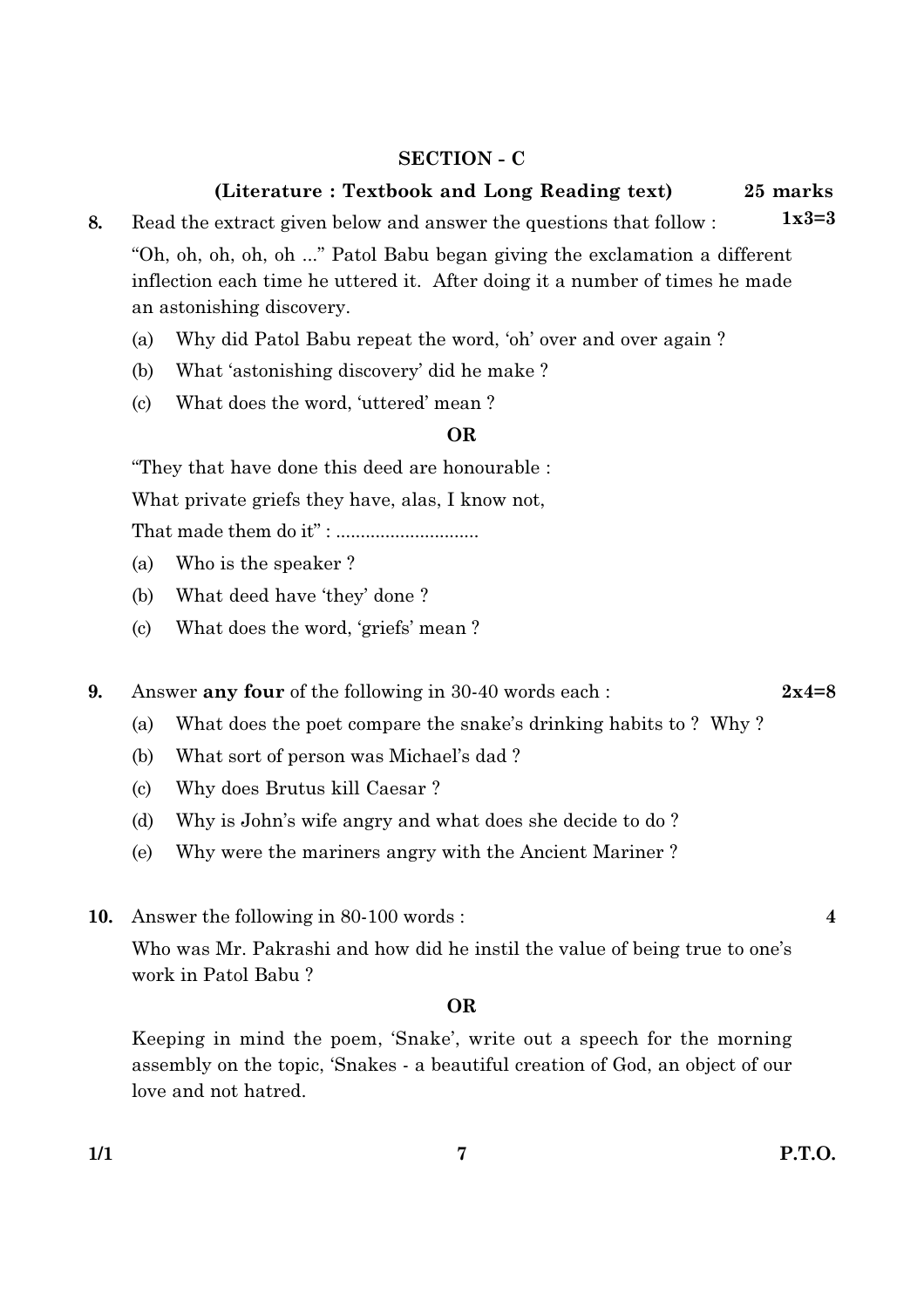## SECTION - C

### (Literature : Textbook and Long Reading text) 25 marks

**8.** Read the extract given below and answer the questions that follow : **1x3=3**

"Oh, oh, oh, oh, oh ..." Patol Babu began giving the exclamation a different inflection each time he uttered it. After doing it a number of times he made an astonishing discovery.

(a) Why did Patol Babu repeat the word, 'oh' over and over again ?

(b) What 'astonishing discovery' did he make ?

(c) What does the word, 'uttered' mean ?

**OR**

"They that have done this deed are honourable :

What private griefs they have, alas, I know not,

That made them do it" : .............................

(a) Who is the speaker ?

(b) What deed have 'they' done ?

(c) What does the word, 'griefs' mean ?

**9.** Answer **any four** of the following in 30-40 words each : **2x4=8**

(a) What does the poet compare the snake's drinking habits to ? Why ?

(b) What sort of person was Michael's dad ?

(c) Why does Brutus kill Caesar ?

(d) Why is John's wife angry and what does she decide to do ?

(e) Why were the mariners angry with the Ancient Mariner ?

**10.** Answer the following in 80-100 words : **4**

Who was Mr. Pakrashi and how did he instil the value of being true to one's work in Patol Babu ?

**OR**

Keeping in mind the poem, 'Snake', write out a speech for the morning assembly on the topic, 'Snakes - a beautiful creation of God, an object of our love and not hatred.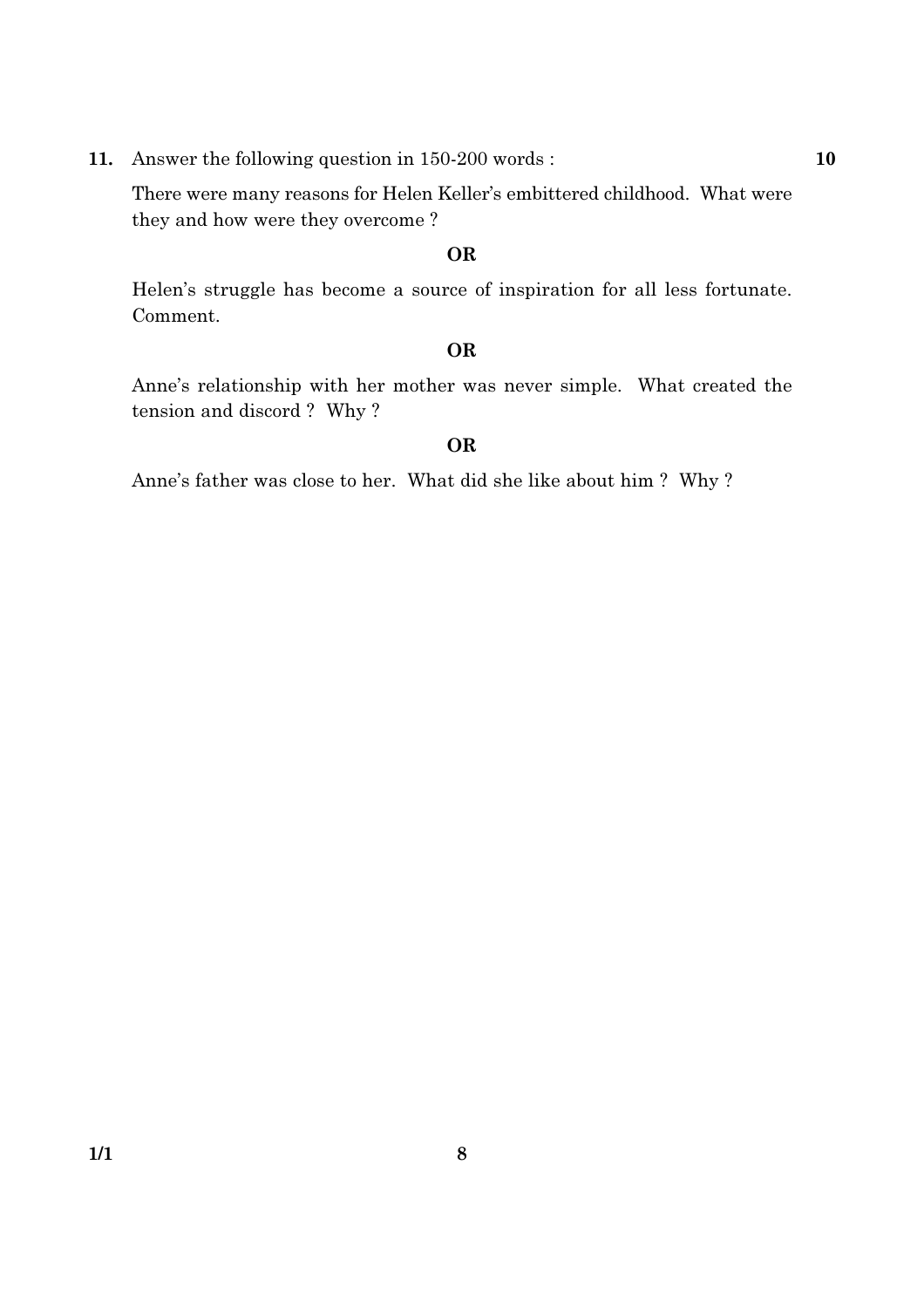**11.** Answer the following question in 150-200 words : **10**

There were many reasons for Helen Keller's embittered childhood. What were they and how were they overcome ?

**OR**

Helen's struggle has become a source of inspiration for all less fortunate. Comment.

**OR**

Anne's relationship with her mother was never simple. What created the tension and discord ? Why ?

**OR**

Anne's father was close to her. What did she like about him ? Why ?